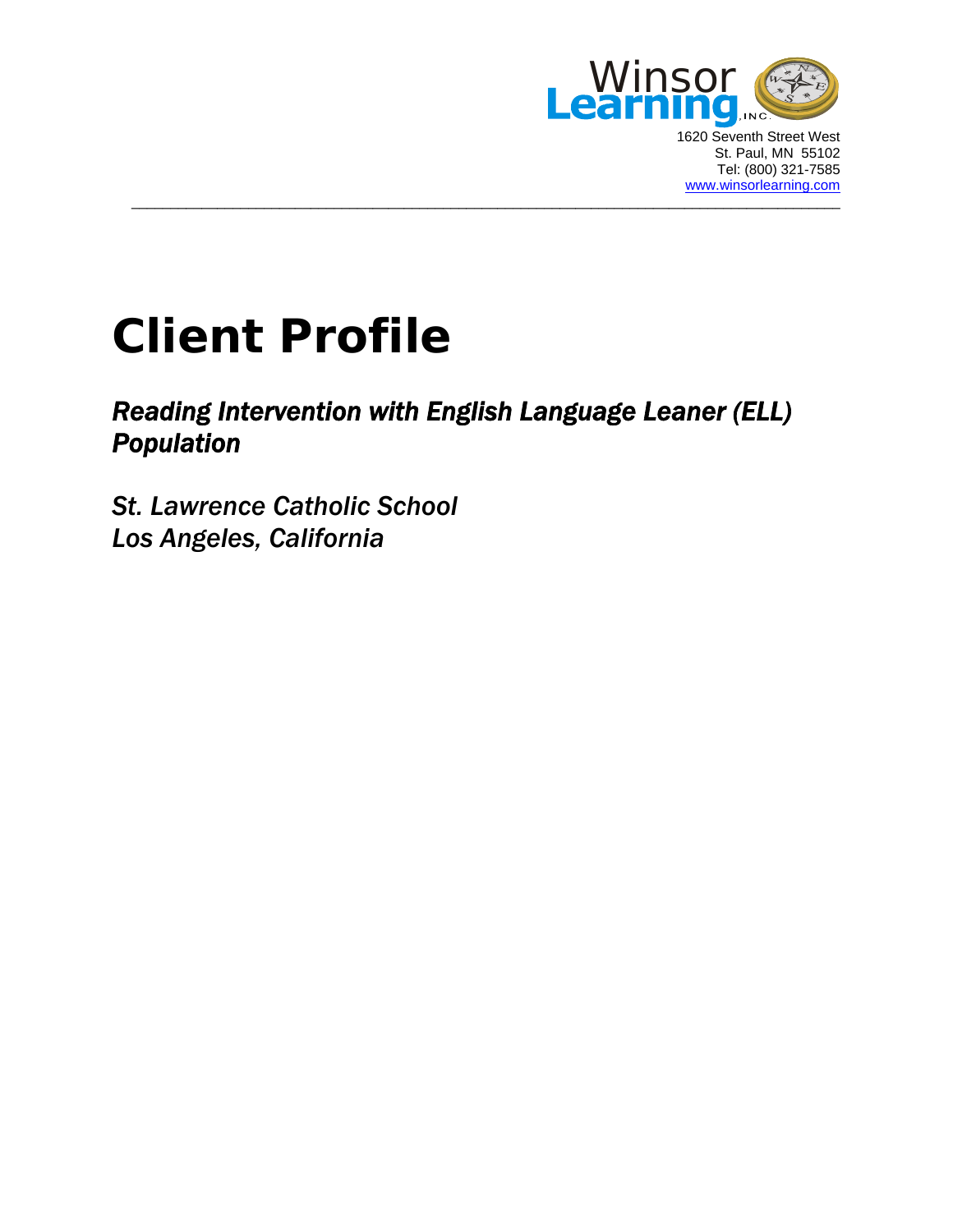Winsor Learning, INC.

1620 Seventh Street West
St. Paul, MN 55102
Tel: (800) 321-7585
www.winsorlearning.com

# Client Profile

## *Reading Intervention with English Language Leaner (ELL) Population*

*St. Lawrence Catholic School*
*Los Angeles, California*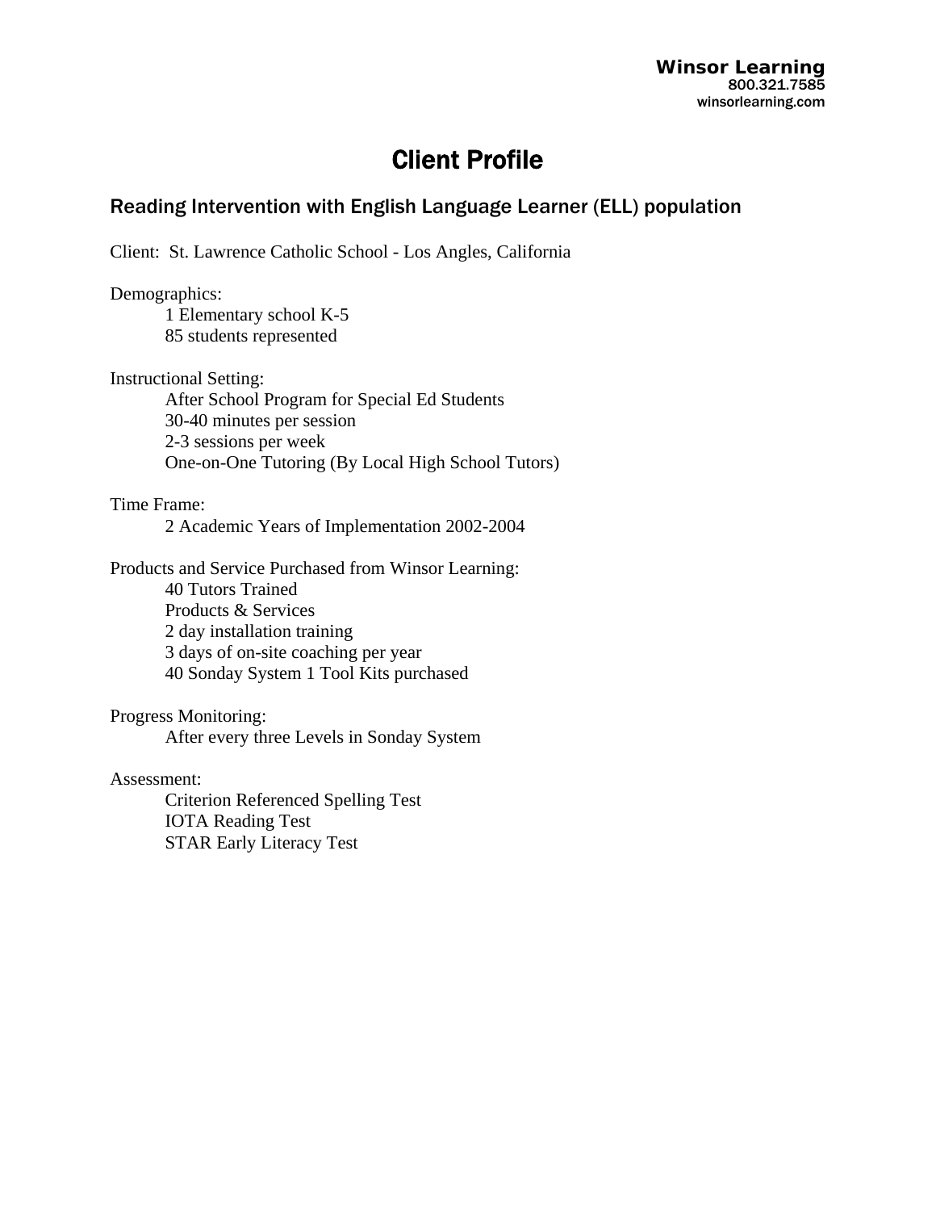**Winsor Learning**
800.321.7585
winsorlearning.com

# Client Profile

## Reading Intervention with English Language Learner (ELL) population

Client: St. Lawrence Catholic School - Los Angles, California

Demographics:

- 1 Elementary school K-5
- 85 students represented

Instructional Setting:

- After School Program for Special Ed Students
- 30-40 minutes per session
- 2-3 sessions per week
- One-on-One Tutoring (By Local High School Tutors)

Time Frame:

- 2 Academic Years of Implementation 2002-2004

Products and Service Purchased from Winsor Learning:

- 40 Tutors Trained
- Products & Services
- 2 day installation training
- 3 days of on-site coaching per year
- 40 Sonday System 1 Tool Kits purchased

Progress Monitoring:

- After every three Levels in Sonday System

Assessment:

- Criterion Referenced Spelling Test
- IOTA Reading Test
- STAR Early Literacy Test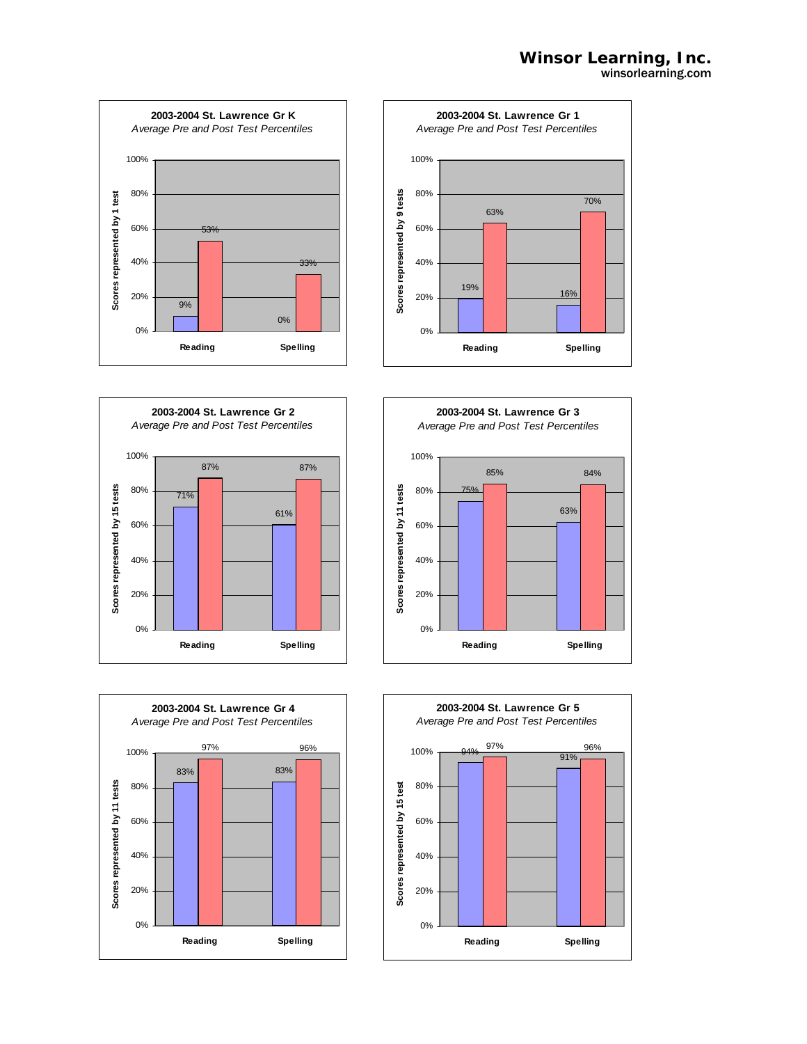**Winsor Learning, Inc.**
winsorlearning.com

## 2003-2004 St. Lawrence Gr K

*Average Pre and Post Test Percentiles*

Scores represented by 1 test

| | Pre | Post |
|---|---|---|
| Reading | 9% | 53% |
| Spelling | 0% | 33% |

## 2003-2004 St. Lawrence Gr 1

*Average Pre and Post Test Percentiles*

Scores represented by 9 tests

| | Pre | Post |
|---|---|---|
| Reading | 19% | 63% |
| Spelling | 16% | 70% |

## 2003-2004 St. Lawrence Gr 2

*Average Pre and Post Test Percentiles*

Scores represented by 15 tests

| | Pre | Post |
|---|---|---|
| Reading | 71% | 87% |
| Spelling | 61% | 87% |

## 2003-2004 St. Lawrence Gr 3

*Average Pre and Post Test Percentiles*

Scores represented by 11 tests

| | Pre | Post |
|---|---|---|
| Reading | 75% | 85% |
| Spelling | 63% | 84% |

## 2003-2004 St. Lawrence Gr 4

*Average Pre and Post Test Percentiles*

Scores represented by 11 tests

| | Pre | Post |
|---|---|---|
| Reading | 83% | 97% |
| Spelling | 83% | 96% |

## 2003-2004 St. Lawrence Gr 5

*Average Pre and Post Test Percentiles*

Scores represented by 15 test

| | Pre | Post |
|---|---|---|
| Reading | 94% | 97% |
| Spelling | 91% | 96% |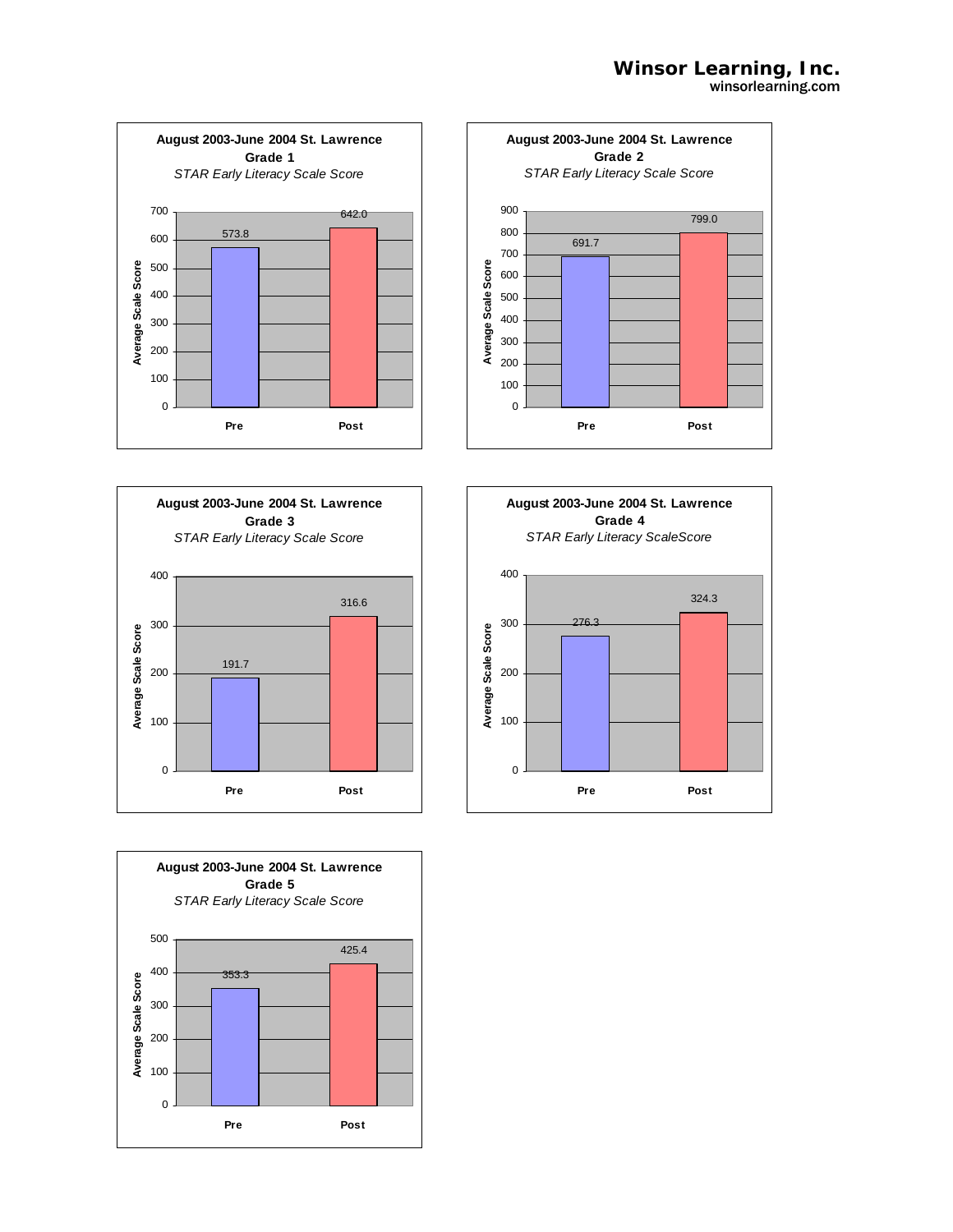**Winsor Learning, Inc.**
winsorlearning.com

**August 2003-June 2004 St. Lawrence**
**Grade 1**
*STAR Early Literacy Scale Score*

Average Scale Score
700
600
500
400
300
200
100
0
573.8
642.0
Pre
Post

**August 2003-June 2004 St. Lawrence**
**Grade 2**
*STAR Early Literacy Scale Score*

Average Scale Score
900
800
700
600
500
400
300
200
100
0
691.7
799.0
Pre
Post

**August 2003-June 2004 St. Lawrence**
**Grade 3**
*STAR Early Literacy Scale Score*

Average Scale Score
400
300
200
100
0
191.7
316.6
Pre
Post

**August 2003-June 2004 St. Lawrence**
**Grade 4**
*STAR Early Literacy ScaleScore*

Average Scale Score
400
300
200
100
0
276.3
324.3
Pre
Post

**August 2003-June 2004 St. Lawrence**
**Grade 5**
*STAR Early Literacy Scale Score*

Average Scale Score
500
400
300
200
100
0
353.3
425.4
Pre
Post